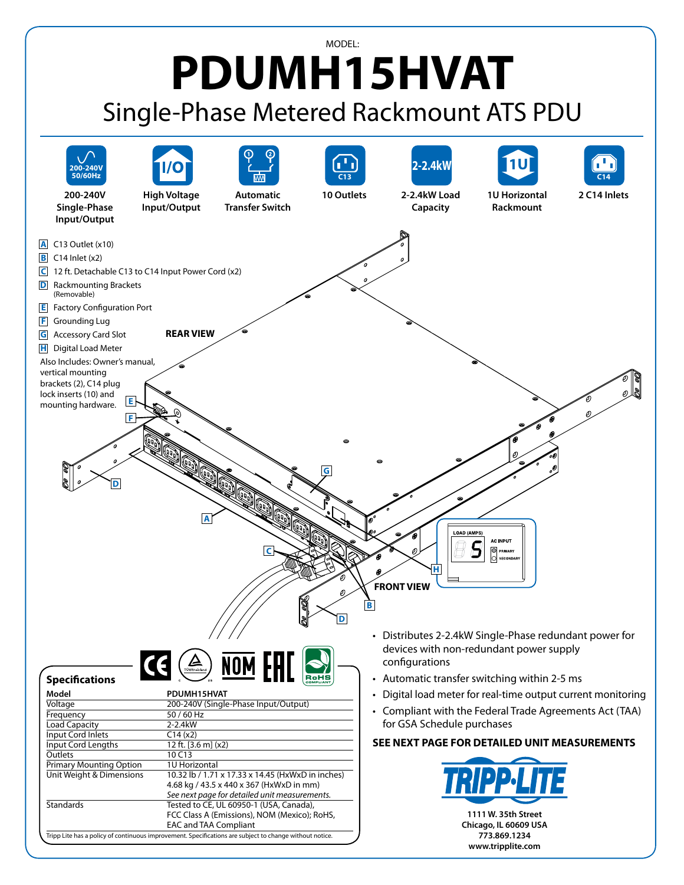MODEL:

# PDUMH15HVAT

## Single-Phase Metered Rackmount ATS PDU

- 200-240V Single-Phase Input/Output
- High Voltage Input/Output
- Automatic Transfer Switch
- 10 Outlets
- 2-2.4kW Load Capacity
- 1U Horizontal Rackmount
- 2 C14 Inlets

**A** C13 Outlet (x10)
**B** C14 Inlet (x2)
**C** 12 ft. Detachable C13 to C14 Input Power Cord (x2)
**D** Rackmounting Brackets (Removable)
**E** Factory Configuration Port
**F** Grounding Lug
**G** Accessory Card Slot
**H** Digital Load Meter

Also Includes: Owner's manual, vertical mounting brackets (2), C14 plug lock inserts (10) and mounting hardware.

**REAR VIEW**

**FRONT VIEW**

LOAD (AMPS) — AC INPUT — PRIMARY — SECONDARY

## Specifications

| Model | PDUMH15HVAT |
|---|---|
| Voltage | 200-240V (Single-Phase Input/Output) |
| Frequency | 50 / 60 Hz |
| Load Capacity | 2-2.4kW |
| Input Cord Inlets | C14 (x2) |
| Input Cord Lengths | 12 ft. [3.6 m] (x2) |
| Outlets | 10 C13 |
| Primary Mounting Option | 1U Horizontal |
| Unit Weight & Dimensions | 10.32 lb / 1.71 x 17.33 x 14.45 (HxWxD in inches)<br>4.68 kg / 43.5 x 440 x 367 (HxWxD in mm)<br>*See next page for detailed unit measurements.* |
| Standards | Tested to CE, UL 60950-1 (USA, Canada), FCC Class A (Emissions), NOM (Mexico); RoHS, EAC and TAA Compliant |

Tripp Lite has a policy of continuous improvement. Specifications are subject to change without notice.

- Distributes 2-2.4kW Single-Phase redundant power for devices with non-redundant power supply configurations
- Automatic transfer switching within 2-5 ms
- Digital load meter for real-time output current monitoring
- Compliant with the Federal Trade Agreements Act (TAA) for GSA Schedule purchases

**SEE NEXT PAGE FOR DETAILED UNIT MEASUREMENTS**

**TRIPP·LITE**

**1111 W. 35th Street**
**Chicago, IL 60609 USA**
**773.869.1234**
**www.tripplite.com**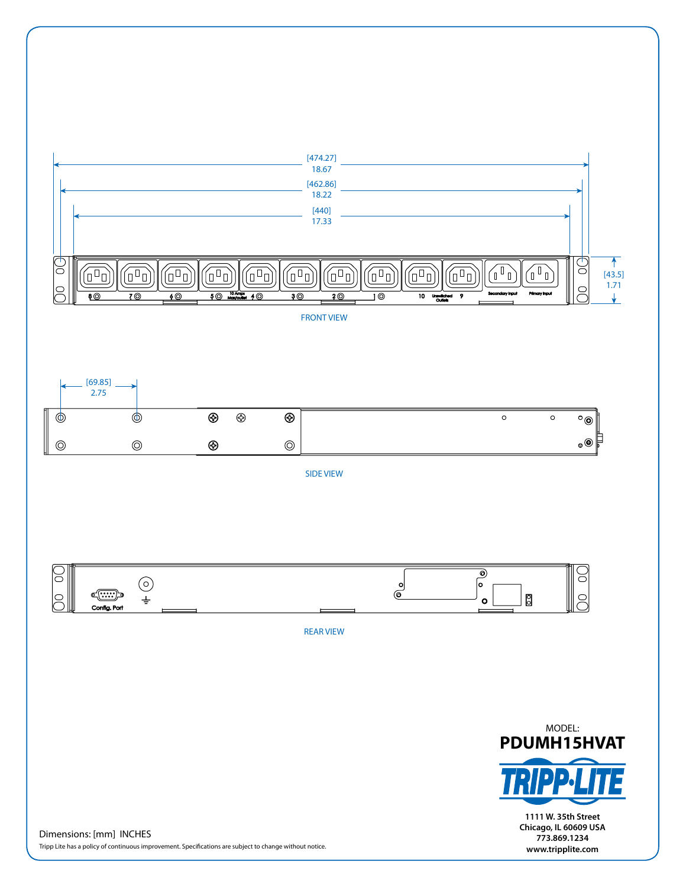[474.27]
18.67

[462.86]
18.22

[440]
17.33

[43.5]
1.71

8 7 6 5 10 Amps Max/outlet 4 3 2 1 10 Unswitched Outlets 9 Secondary Input Primary Input

FRONT VIEW

[69.85]
2.75

SIDE VIEW

Config. Port

REAR VIEW

MODEL:

**PDUMH15HVAT**

TRIPP·LITE

**1111 W. 35th Street**
**Chicago, IL 60609 USA**
**773.869.1234**
**www.tripplite.com**

Dimensions: [mm] INCHES

Tripp Lite has a policy of continuous improvement. Specifications are subject to change without notice.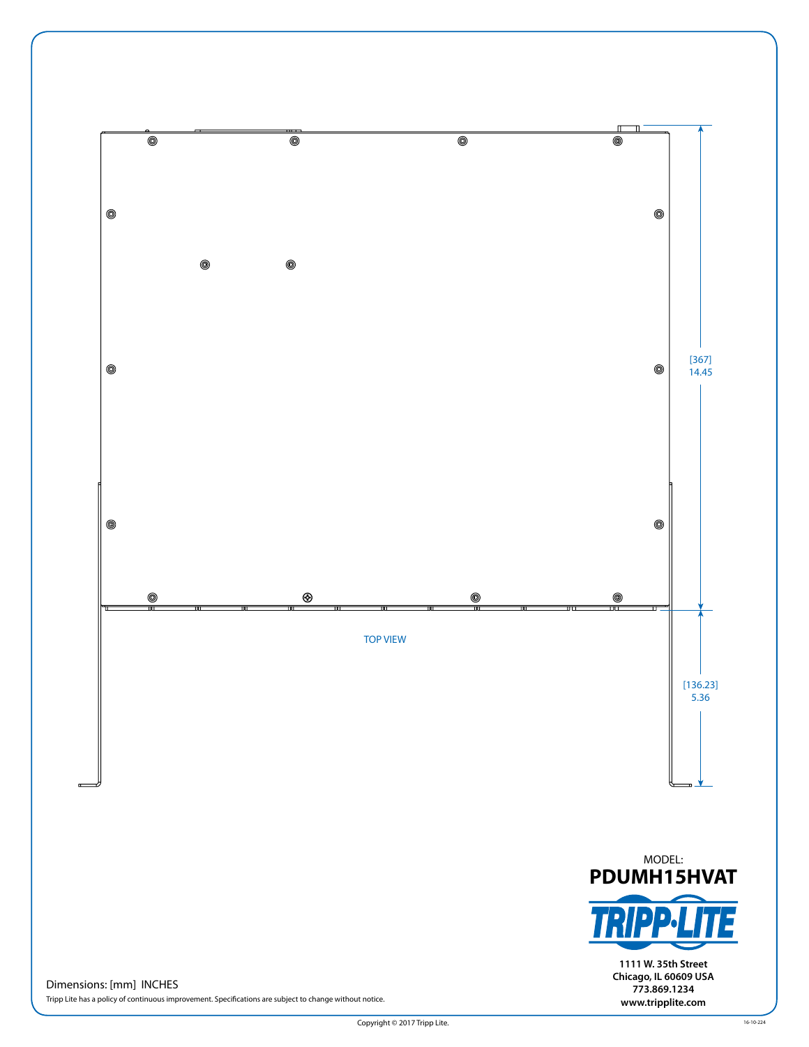[367]
14.45

TOP VIEW

[136.23]
5.36

MODEL:
**PDUMH15HVAT**

**TRIPP·LITE**

**1111 W. 35th Street**
**Chicago, IL 60609 USA**
**773.869.1234**
**www.tripplite.com**

Dimensions: [mm] INCHES

Tripp Lite has a policy of continuous improvement. Specifications are subject to change without notice.

Copyright © 2017 Tripp Lite.

16-10-224